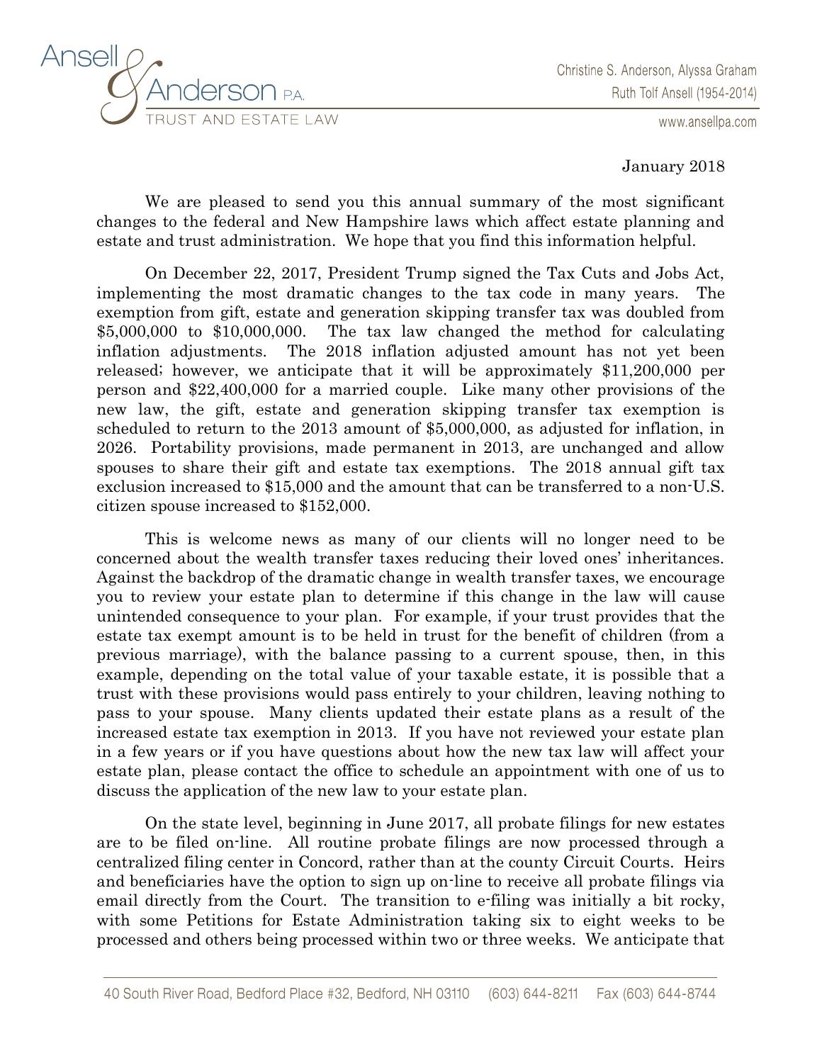Ansell & Anderson P.A.
TRUST AND ESTATE LAW

Christine S. Anderson, Alyssa Graham
Ruth Tolf Ansell (1954-2014)
www.ansellpa.com

January 2018

We are pleased to send you this annual summary of the most significant changes to the federal and New Hampshire laws which affect estate planning and estate and trust administration. We hope that you find this information helpful.

On December 22, 2017, President Trump signed the Tax Cuts and Jobs Act, implementing the most dramatic changes to the tax code in many years. The exemption from gift, estate and generation skipping transfer tax was doubled from $5,000,000 to $10,000,000. The tax law changed the method for calculating inflation adjustments. The 2018 inflation adjusted amount has not yet been released; however, we anticipate that it will be approximately $11,200,000 per person and $22,400,000 for a married couple. Like many other provisions of the new law, the gift, estate and generation skipping transfer tax exemption is scheduled to return to the 2013 amount of $5,000,000, as adjusted for inflation, in 2026. Portability provisions, made permanent in 2013, are unchanged and allow spouses to share their gift and estate tax exemptions. The 2018 annual gift tax exclusion increased to $15,000 and the amount that can be transferred to a non-U.S. citizen spouse increased to $152,000.

This is welcome news as many of our clients will no longer need to be concerned about the wealth transfer taxes reducing their loved ones' inheritances. Against the backdrop of the dramatic change in wealth transfer taxes, we encourage you to review your estate plan to determine if this change in the law will cause unintended consequence to your plan. For example, if your trust provides that the estate tax exempt amount is to be held in trust for the benefit of children (from a previous marriage), with the balance passing to a current spouse, then, in this example, depending on the total value of your taxable estate, it is possible that a trust with these provisions would pass entirely to your children, leaving nothing to pass to your spouse. Many clients updated their estate plans as a result of the increased estate tax exemption in 2013. If you have not reviewed your estate plan in a few years or if you have questions about how the new tax law will affect your estate plan, please contact the office to schedule an appointment with one of us to discuss the application of the new law to your estate plan.

On the state level, beginning in June 2017, all probate filings for new estates are to be filed on-line. All routine probate filings are now processed through a centralized filing center in Concord, rather than at the county Circuit Courts. Heirs and beneficiaries have the option to sign up on-line to receive all probate filings via email directly from the Court. The transition to e-filing was initially a bit rocky, with some Petitions for Estate Administration taking six to eight weeks to be processed and others being processed within two or three weeks. We anticipate that

40 South River Road, Bedford Place #32, Bedford, NH 03110 (603) 644-8211 Fax (603) 644-8744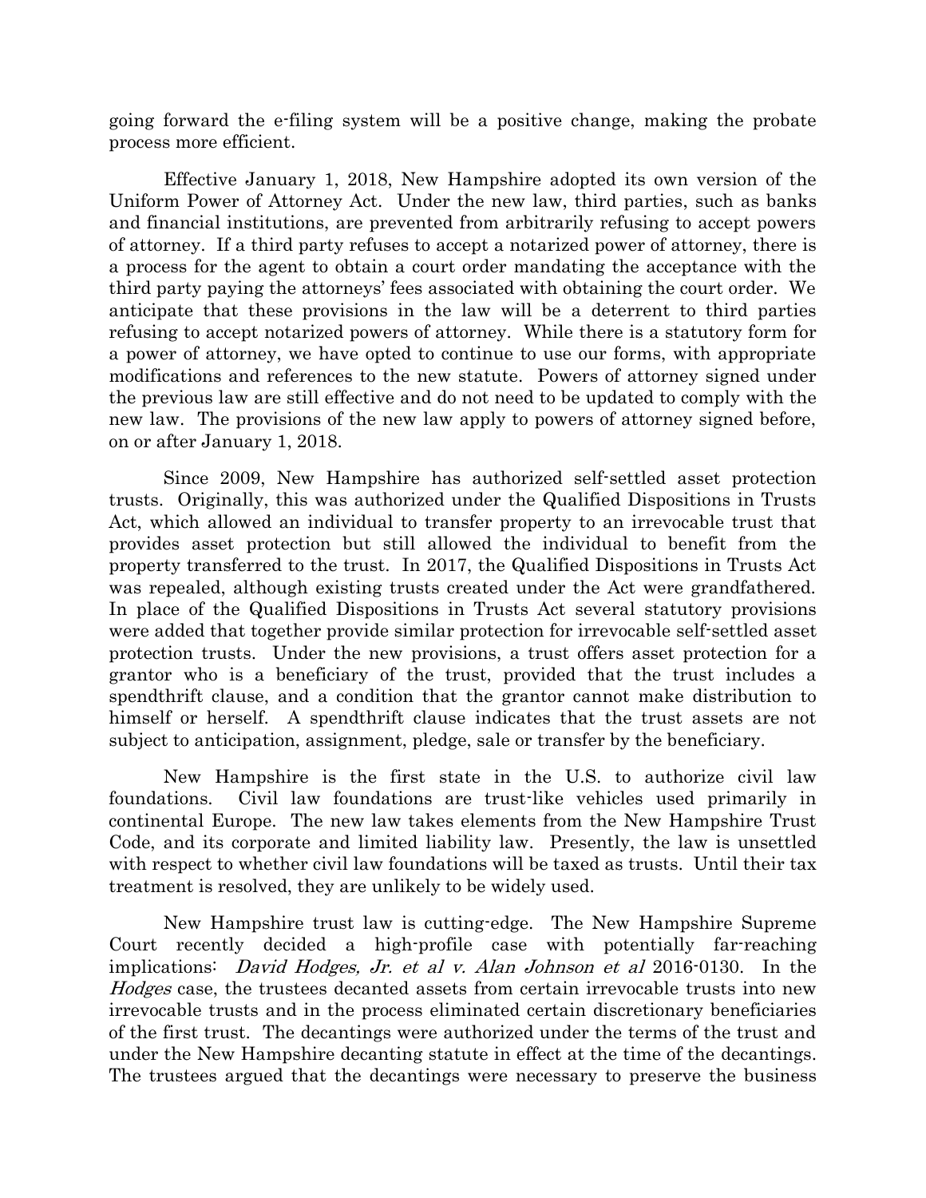going forward the e-filing system will be a positive change, making the probate process more efficient.

Effective January 1, 2018, New Hampshire adopted its own version of the Uniform Power of Attorney Act. Under the new law, third parties, such as banks and financial institutions, are prevented from arbitrarily refusing to accept powers of attorney. If a third party refuses to accept a notarized power of attorney, there is a process for the agent to obtain a court order mandating the acceptance with the third party paying the attorneys' fees associated with obtaining the court order. We anticipate that these provisions in the law will be a deterrent to third parties refusing to accept notarized powers of attorney. While there is a statutory form for a power of attorney, we have opted to continue to use our forms, with appropriate modifications and references to the new statute. Powers of attorney signed under the previous law are still effective and do not need to be updated to comply with the new law. The provisions of the new law apply to powers of attorney signed before, on or after January 1, 2018.

Since 2009, New Hampshire has authorized self-settled asset protection trusts. Originally, this was authorized under the Qualified Dispositions in Trusts Act, which allowed an individual to transfer property to an irrevocable trust that provides asset protection but still allowed the individual to benefit from the property transferred to the trust. In 2017, the Qualified Dispositions in Trusts Act was repealed, although existing trusts created under the Act were grandfathered. In place of the Qualified Dispositions in Trusts Act several statutory provisions were added that together provide similar protection for irrevocable self-settled asset protection trusts. Under the new provisions, a trust offers asset protection for a grantor who is a beneficiary of the trust, provided that the trust includes a spendthrift clause, and a condition that the grantor cannot make distribution to himself or herself. A spendthrift clause indicates that the trust assets are not subject to anticipation, assignment, pledge, sale or transfer by the beneficiary.

New Hampshire is the first state in the U.S. to authorize civil law foundations. Civil law foundations are trust-like vehicles used primarily in continental Europe. The new law takes elements from the New Hampshire Trust Code, and its corporate and limited liability law. Presently, the law is unsettled with respect to whether civil law foundations will be taxed as trusts. Until their tax treatment is resolved, they are unlikely to be widely used.

New Hampshire trust law is cutting-edge. The New Hampshire Supreme Court recently decided a high-profile case with potentially far-reaching implications: *David Hodges, Jr. et al v. Alan Johnson et al* 2016-0130. In the *Hodges* case, the trustees decanted assets from certain irrevocable trusts into new irrevocable trusts and in the process eliminated certain discretionary beneficiaries of the first trust. The decantings were authorized under the terms of the trust and under the New Hampshire decanting statute in effect at the time of the decantings. The trustees argued that the decantings were necessary to preserve the business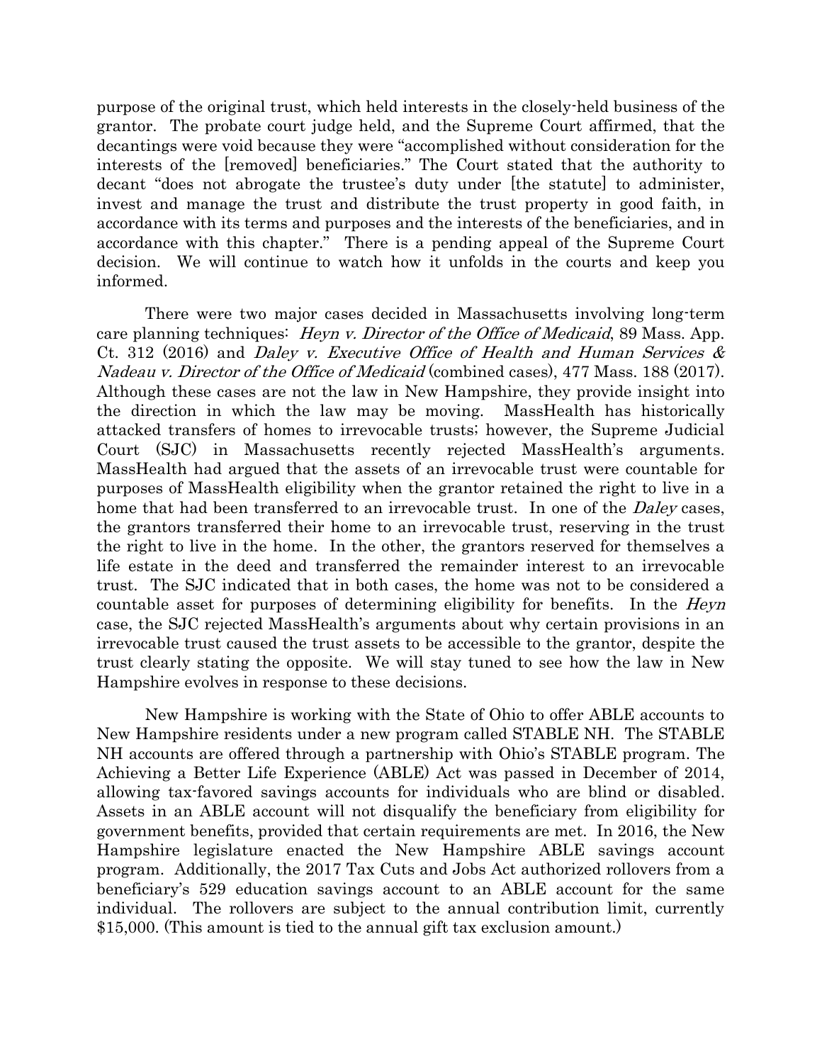purpose of the original trust, which held interests in the closely-held business of the grantor. The probate court judge held, and the Supreme Court affirmed, that the decantings were void because they were "accomplished without consideration for the interests of the [removed] beneficiaries." The Court stated that the authority to decant "does not abrogate the trustee's duty under [the statute] to administer, invest and manage the trust and distribute the trust property in good faith, in accordance with its terms and purposes and the interests of the beneficiaries, and in accordance with this chapter." There is a pending appeal of the Supreme Court decision. We will continue to watch how it unfolds in the courts and keep you informed.

There were two major cases decided in Massachusetts involving long-term care planning techniques: *Heyn v. Director of the Office of Medicaid*, 89 Mass. App. Ct. 312 (2016) and *Daley v. Executive Office of Health and Human Services & Nadeau v. Director of the Office of Medicaid* (combined cases), 477 Mass. 188 (2017). Although these cases are not the law in New Hampshire, they provide insight into the direction in which the law may be moving. MassHealth has historically attacked transfers of homes to irrevocable trusts; however, the Supreme Judicial Court (SJC) in Massachusetts recently rejected MassHealth's arguments. MassHealth had argued that the assets of an irrevocable trust were countable for purposes of MassHealth eligibility when the grantor retained the right to live in a home that had been transferred to an irrevocable trust. In one of the *Daley* cases, the grantors transferred their home to an irrevocable trust, reserving in the trust the right to live in the home. In the other, the grantors reserved for themselves a life estate in the deed and transferred the remainder interest to an irrevocable trust. The SJC indicated that in both cases, the home was not to be considered a countable asset for purposes of determining eligibility for benefits. In the *Heyn* case, the SJC rejected MassHealth's arguments about why certain provisions in an irrevocable trust caused the trust assets to be accessible to the grantor, despite the trust clearly stating the opposite. We will stay tuned to see how the law in New Hampshire evolves in response to these decisions.

New Hampshire is working with the State of Ohio to offer ABLE accounts to New Hampshire residents under a new program called STABLE NH. The STABLE NH accounts are offered through a partnership with Ohio's STABLE program. The Achieving a Better Life Experience (ABLE) Act was passed in December of 2014, allowing tax-favored savings accounts for individuals who are blind or disabled. Assets in an ABLE account will not disqualify the beneficiary from eligibility for government benefits, provided that certain requirements are met. In 2016, the New Hampshire legislature enacted the New Hampshire ABLE savings account program. Additionally, the 2017 Tax Cuts and Jobs Act authorized rollovers from a beneficiary's 529 education savings account to an ABLE account for the same individual. The rollovers are subject to the annual contribution limit, currently $15,000. (This amount is tied to the annual gift tax exclusion amount.)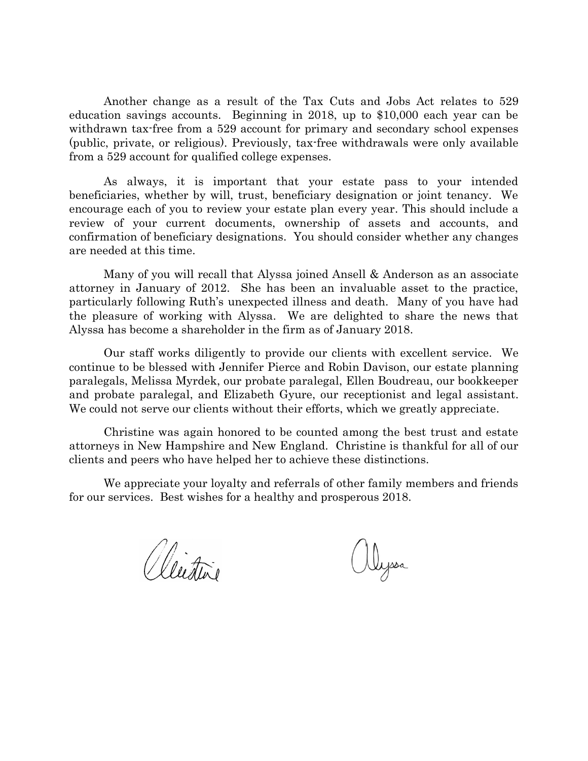Another change as a result of the Tax Cuts and Jobs Act relates to 529 education savings accounts. Beginning in 2018, up to $10,000 each year can be withdrawn tax-free from a 529 account for primary and secondary school expenses (public, private, or religious). Previously, tax-free withdrawals were only available from a 529 account for qualified college expenses.

As always, it is important that your estate pass to your intended beneficiaries, whether by will, trust, beneficiary designation or joint tenancy. We encourage each of you to review your estate plan every year. This should include a review of your current documents, ownership of assets and accounts, and confirmation of beneficiary designations. You should consider whether any changes are needed at this time.

Many of you will recall that Alyssa joined Ansell & Anderson as an associate attorney in January of 2012. She has been an invaluable asset to the practice, particularly following Ruth's unexpected illness and death. Many of you have had the pleasure of working with Alyssa. We are delighted to share the news that Alyssa has become a shareholder in the firm as of January 2018.

Our staff works diligently to provide our clients with excellent service. We continue to be blessed with Jennifer Pierce and Robin Davison, our estate planning paralegals, Melissa Myrdek, our probate paralegal, Ellen Boudreau, our bookkeeper and probate paralegal, and Elizabeth Gyure, our receptionist and legal assistant. We could not serve our clients without their efforts, which we greatly appreciate.

Christine was again honored to be counted among the best trust and estate attorneys in New Hampshire and New England. Christine is thankful for all of our clients and peers who have helped her to achieve these distinctions.

We appreciate your loyalty and referrals of other family members and friends for our services. Best wishes for a healthy and prosperous 2018.

Christine

Alyssa